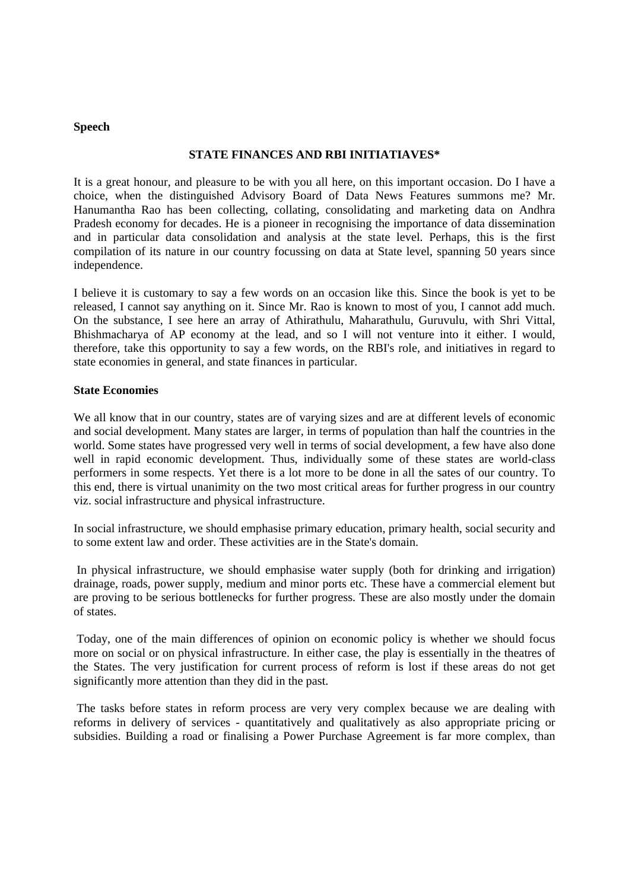**Speech**

## STATE FINANCES AND RBI INITIATIAVES*

It is a great honour, and pleasure to be with you all here, on this important occasion. Do I have a choice, when the distinguished Advisory Board of Data News Features summons me? Mr. Hanumantha Rao has been collecting, collating, consolidating and marketing data on Andhra Pradesh economy for decades. He is a pioneer in recognising the importance of data dissemination and in particular data consolidation and analysis at the state level. Perhaps, this is the first compilation of its nature in our country focussing on data at State level, spanning 50 years since independence.

I believe it is customary to say a few words on an occasion like this. Since the book is yet to be released, I cannot say anything on it. Since Mr. Rao is known to most of you, I cannot add much. On the substance, I see here an array of Athirathulu, Maharathulu, Guruvulu, with Shri Vittal, Bhishmacharya of AP economy at the lead, and so I will not venture into it either. I would, therefore, take this opportunity to say a few words, on the RBI's role, and initiatives in regard to state economies in general, and state finances in particular.

**State Economies**

We all know that in our country, states are of varying sizes and are at different levels of economic and social development. Many states are larger, in terms of population than half the countries in the world. Some states have progressed very well in terms of social development, a few have also done well in rapid economic development. Thus, individually some of these states are world-class performers in some respects. Yet there is a lot more to be done in all the sates of our country. To this end, there is virtual unanimity on the two most critical areas for further progress in our country viz. social infrastructure and physical infrastructure.

In social infrastructure, we should emphasise primary education, primary health, social security and to some extent law and order. These activities are in the State's domain.

In physical infrastructure, we should emphasise water supply (both for drinking and irrigation) drainage, roads, power supply, medium and minor ports etc. These have a commercial element but are proving to be serious bottlenecks for further progress. These are also mostly under the domain of states.

Today, one of the main differences of opinion on economic policy is whether we should focus more on social or on physical infrastructure. In either case, the play is essentially in the theatres of the States. The very justification for current process of reform is lost if these areas do not get significantly more attention than they did in the past.

The tasks before states in reform process are very very complex because we are dealing with reforms in delivery of services - quantitatively and qualitatively as also appropriate pricing or subsidies. Building a road or finalising a Power Purchase Agreement is far more complex, than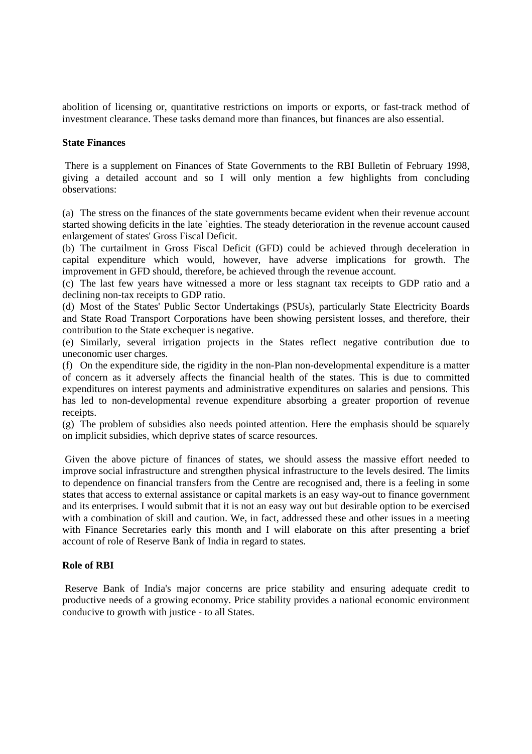abolition of licensing or, quantitative restrictions on imports or exports, or fast-track method of investment clearance. These tasks demand more than finances, but finances are also essential.

**State Finances**

There is a supplement on Finances of State Governments to the RBI Bulletin of February 1998, giving a detailed account and so I will only mention a few highlights from concluding observations:

(a) The stress on the finances of the state governments became evident when their revenue account started showing deficits in the late `eighties. The steady deterioration in the revenue account caused enlargement of states' Gross Fiscal Deficit.
(b) The curtailment in Gross Fiscal Deficit (GFD) could be achieved through deceleration in capital expenditure which would, however, have adverse implications for growth. The improvement in GFD should, therefore, be achieved through the revenue account.
(c) The last few years have witnessed a more or less stagnant tax receipts to GDP ratio and a declining non-tax receipts to GDP ratio.
(d) Most of the States' Public Sector Undertakings (PSUs), particularly State Electricity Boards and State Road Transport Corporations have been showing persistent losses, and therefore, their contribution to the State exchequer is negative.
(e) Similarly, several irrigation projects in the States reflect negative contribution due to uneconomic user charges.
(f) On the expenditure side, the rigidity in the non-Plan non-developmental expenditure is a matter of concern as it adversely affects the financial health of the states. This is due to committed expenditures on interest payments and administrative expenditures on salaries and pensions. This has led to non-developmental revenue expenditure absorbing a greater proportion of revenue receipts.
(g) The problem of subsidies also needs pointed attention. Here the emphasis should be squarely on implicit subsidies, which deprive states of scarce resources.

Given the above picture of finances of states, we should assess the massive effort needed to improve social infrastructure and strengthen physical infrastructure to the levels desired. The limits to dependence on financial transfers from the Centre are recognised and, there is a feeling in some states that access to external assistance or capital markets is an easy way-out to finance government and its enterprises. I would submit that it is not an easy way out but desirable option to be exercised with a combination of skill and caution. We, in fact, addressed these and other issues in a meeting with Finance Secretaries early this month and I will elaborate on this after presenting a brief account of role of Reserve Bank of India in regard to states.

**Role of RBI**

Reserve Bank of India's major concerns are price stability and ensuring adequate credit to productive needs of a growing economy. Price stability provides a national economic environment conducive to growth with justice - to all States.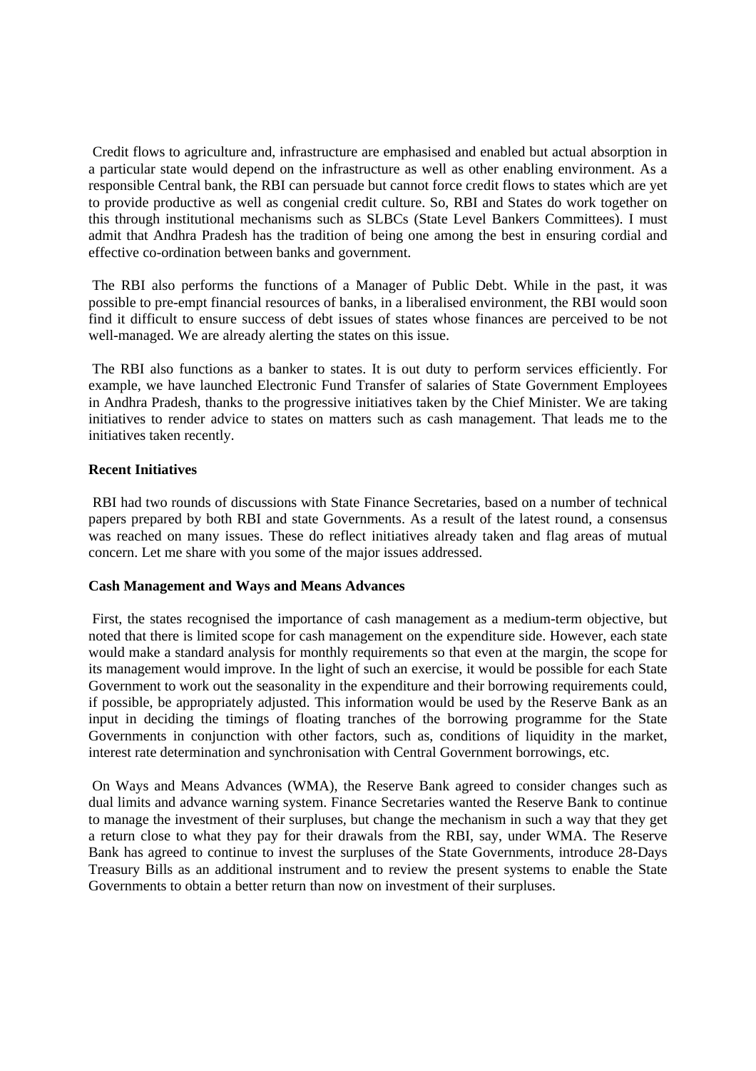Credit flows to agriculture and, infrastructure are emphasised and enabled but actual absorption in a particular state would depend on the infrastructure as well as other enabling environment. As a responsible Central bank, the RBI can persuade but cannot force credit flows to states which are yet to provide productive as well as congenial credit culture. So, RBI and States do work together on this through institutional mechanisms such as SLBCs (State Level Bankers Committees). I must admit that Andhra Pradesh has the tradition of being one among the best in ensuring cordial and effective co-ordination between banks and government.

The RBI also performs the functions of a Manager of Public Debt. While in the past, it was possible to pre-empt financial resources of banks, in a liberalised environment, the RBI would soon find it difficult to ensure success of debt issues of states whose finances are perceived to be not well-managed. We are already alerting the states on this issue.

The RBI also functions as a banker to states. It is out duty to perform services efficiently. For example, we have launched Electronic Fund Transfer of salaries of State Government Employees in Andhra Pradesh, thanks to the progressive initiatives taken by the Chief Minister. We are taking initiatives to render advice to states on matters such as cash management. That leads me to the initiatives taken recently.

**Recent Initiatives**

RBI had two rounds of discussions with State Finance Secretaries, based on a number of technical papers prepared by both RBI and state Governments. As a result of the latest round, a consensus was reached on many issues. These do reflect initiatives already taken and flag areas of mutual concern. Let me share with you some of the major issues addressed.

**Cash Management and Ways and Means Advances**

First, the states recognised the importance of cash management as a medium-term objective, but noted that there is limited scope for cash management on the expenditure side. However, each state would make a standard analysis for monthly requirements so that even at the margin, the scope for its management would improve. In the light of such an exercise, it would be possible for each State Government to work out the seasonality in the expenditure and their borrowing requirements could, if possible, be appropriately adjusted. This information would be used by the Reserve Bank as an input in deciding the timings of floating tranches of the borrowing programme for the State Governments in conjunction with other factors, such as, conditions of liquidity in the market, interest rate determination and synchronisation with Central Government borrowings, etc.

On Ways and Means Advances (WMA), the Reserve Bank agreed to consider changes such as dual limits and advance warning system. Finance Secretaries wanted the Reserve Bank to continue to manage the investment of their surpluses, but change the mechanism in such a way that they get a return close to what they pay for their drawals from the RBI, say, under WMA. The Reserve Bank has agreed to continue to invest the surpluses of the State Governments, introduce 28-Days Treasury Bills as an additional instrument and to review the present systems to enable the State Governments to obtain a better return than now on investment of their surpluses.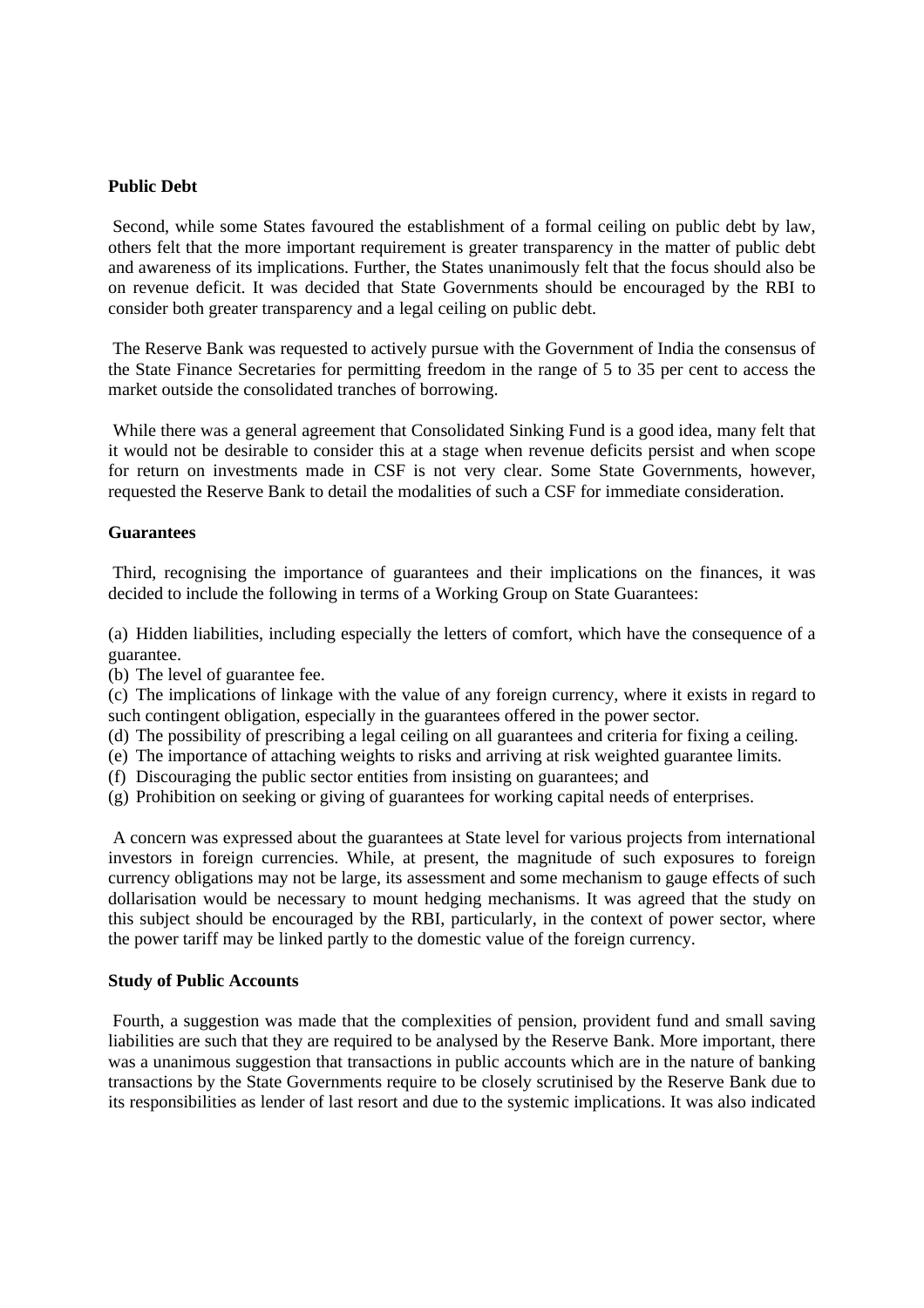**Public Debt**

Second, while some States favoured the establishment of a formal ceiling on public debt by law, others felt that the more important requirement is greater transparency in the matter of public debt and awareness of its implications. Further, the States unanimously felt that the focus should also be on revenue deficit. It was decided that State Governments should be encouraged by the RBI to consider both greater transparency and a legal ceiling on public debt.

The Reserve Bank was requested to actively pursue with the Government of India the consensus of the State Finance Secretaries for permitting freedom in the range of 5 to 35 per cent to access the market outside the consolidated tranches of borrowing.

While there was a general agreement that Consolidated Sinking Fund is a good idea, many felt that it would not be desirable to consider this at a stage when revenue deficits persist and when scope for return on investments made in CSF is not very clear. Some State Governments, however, requested the Reserve Bank to detail the modalities of such a CSF for immediate consideration.

**Guarantees**

Third, recognising the importance of guarantees and their implications on the finances, it was decided to include the following in terms of a Working Group on State Guarantees:

(a) Hidden liabilities, including especially the letters of comfort, which have the consequence of a guarantee.
(b) The level of guarantee fee.
(c) The implications of linkage with the value of any foreign currency, where it exists in regard to such contingent obligation, especially in the guarantees offered in the power sector.
(d) The possibility of prescribing a legal ceiling on all guarantees and criteria for fixing a ceiling.
(e) The importance of attaching weights to risks and arriving at risk weighted guarantee limits.
(f) Discouraging the public sector entities from insisting on guarantees; and
(g) Prohibition on seeking or giving of guarantees for working capital needs of enterprises.

A concern was expressed about the guarantees at State level for various projects from international investors in foreign currencies. While, at present, the magnitude of such exposures to foreign currency obligations may not be large, its assessment and some mechanism to gauge effects of such dollarisation would be necessary to mount hedging mechanisms. It was agreed that the study on this subject should be encouraged by the RBI, particularly, in the context of power sector, where the power tariff may be linked partly to the domestic value of the foreign currency.

**Study of Public Accounts**

Fourth, a suggestion was made that the complexities of pension, provident fund and small saving liabilities are such that they are required to be analysed by the Reserve Bank. More important, there was a unanimous suggestion that transactions in public accounts which are in the nature of banking transactions by the State Governments require to be closely scrutinised by the Reserve Bank due to its responsibilities as lender of last resort and due to the systemic implications. It was also indicated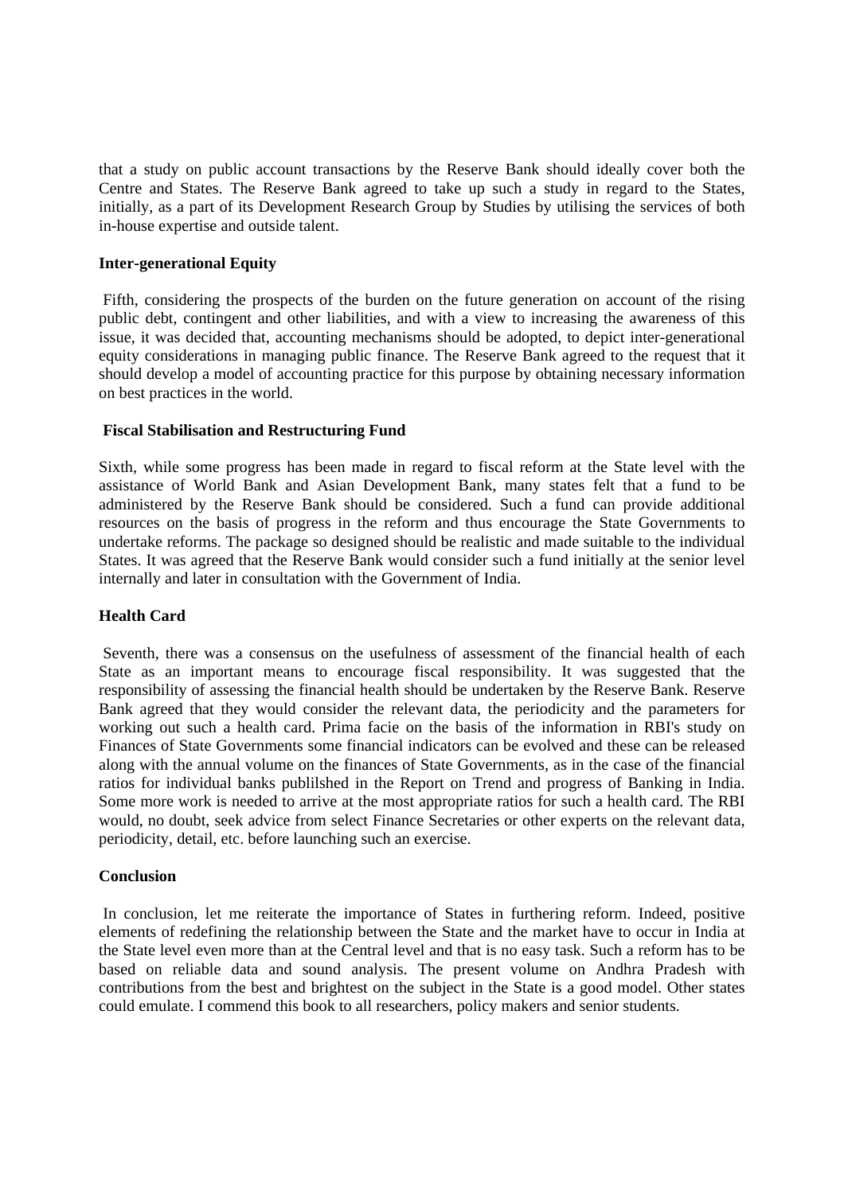that a study on public account transactions by the Reserve Bank should ideally cover both the Centre and States. The Reserve Bank agreed to take up such a study in regard to the States, initially, as a part of its Development Research Group by Studies by utilising the services of both in-house expertise and outside talent.

**Inter-generational Equity**

Fifth, considering the prospects of the burden on the future generation on account of the rising public debt, contingent and other liabilities, and with a view to increasing the awareness of this issue, it was decided that, accounting mechanisms should be adopted, to depict inter-generational equity considerations in managing public finance. The Reserve Bank agreed to the request that it should develop a model of accounting practice for this purpose by obtaining necessary information on best practices in the world.

**Fiscal Stabilisation and Restructuring Fund**

Sixth, while some progress has been made in regard to fiscal reform at the State level with the assistance of World Bank and Asian Development Bank, many states felt that a fund to be administered by the Reserve Bank should be considered. Such a fund can provide additional resources on the basis of progress in the reform and thus encourage the State Governments to undertake reforms. The package so designed should be realistic and made suitable to the individual States. It was agreed that the Reserve Bank would consider such a fund initially at the senior level internally and later in consultation with the Government of India.

**Health Card**

Seventh, there was a consensus on the usefulness of assessment of the financial health of each State as an important means to encourage fiscal responsibility. It was suggested that the responsibility of assessing the financial health should be undertaken by the Reserve Bank. Reserve Bank agreed that they would consider the relevant data, the periodicity and the parameters for working out such a health card. Prima facie on the basis of the information in RBI's study on Finances of State Governments some financial indicators can be evolved and these can be released along with the annual volume on the finances of State Governments, as in the case of the financial ratios for individual banks publilshed in the Report on Trend and progress of Banking in India. Some more work is needed to arrive at the most appropriate ratios for such a health card. The RBI would, no doubt, seek advice from select Finance Secretaries or other experts on the relevant data, periodicity, detail, etc. before launching such an exercise.

**Conclusion**

In conclusion, let me reiterate the importance of States in furthering reform. Indeed, positive elements of redefining the relationship between the State and the market have to occur in India at the State level even more than at the Central level and that is no easy task. Such a reform has to be based on reliable data and sound analysis. The present volume on Andhra Pradesh with contributions from the best and brightest on the subject in the State is a good model. Other states could emulate. I commend this book to all researchers, policy makers and senior students.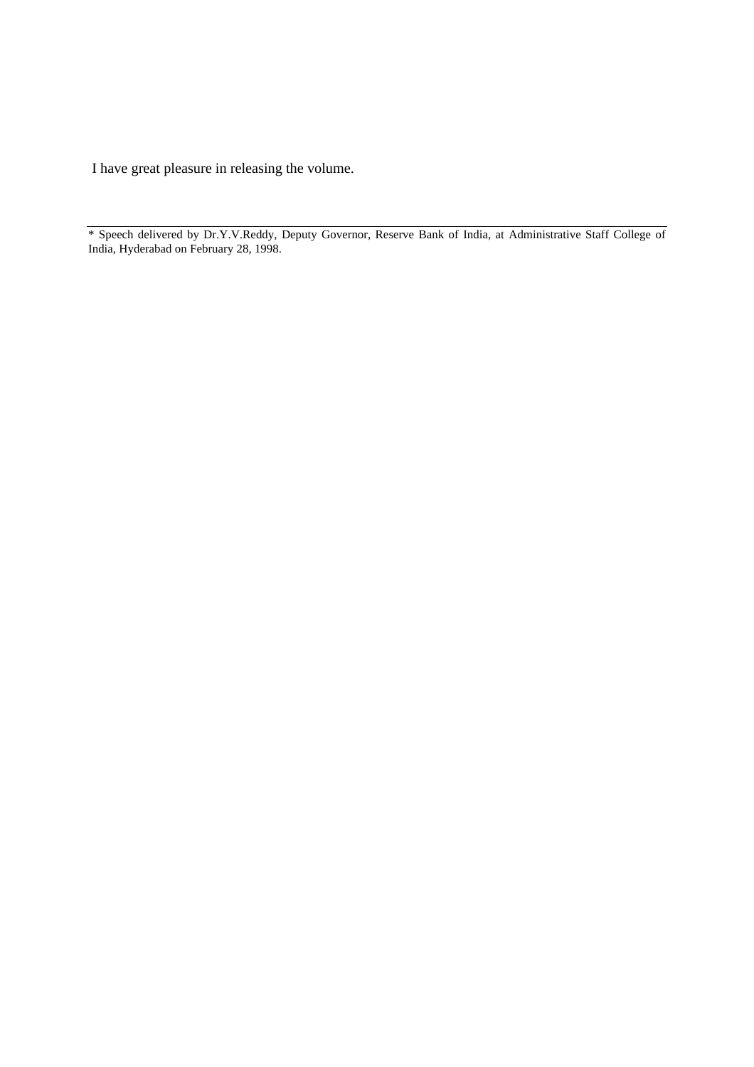I have great pleasure in releasing the volume.

---

* Speech delivered by Dr.Y.V.Reddy, Deputy Governor, Reserve Bank of India, at Administrative Staff College of India, Hyderabad on February 28, 1998.